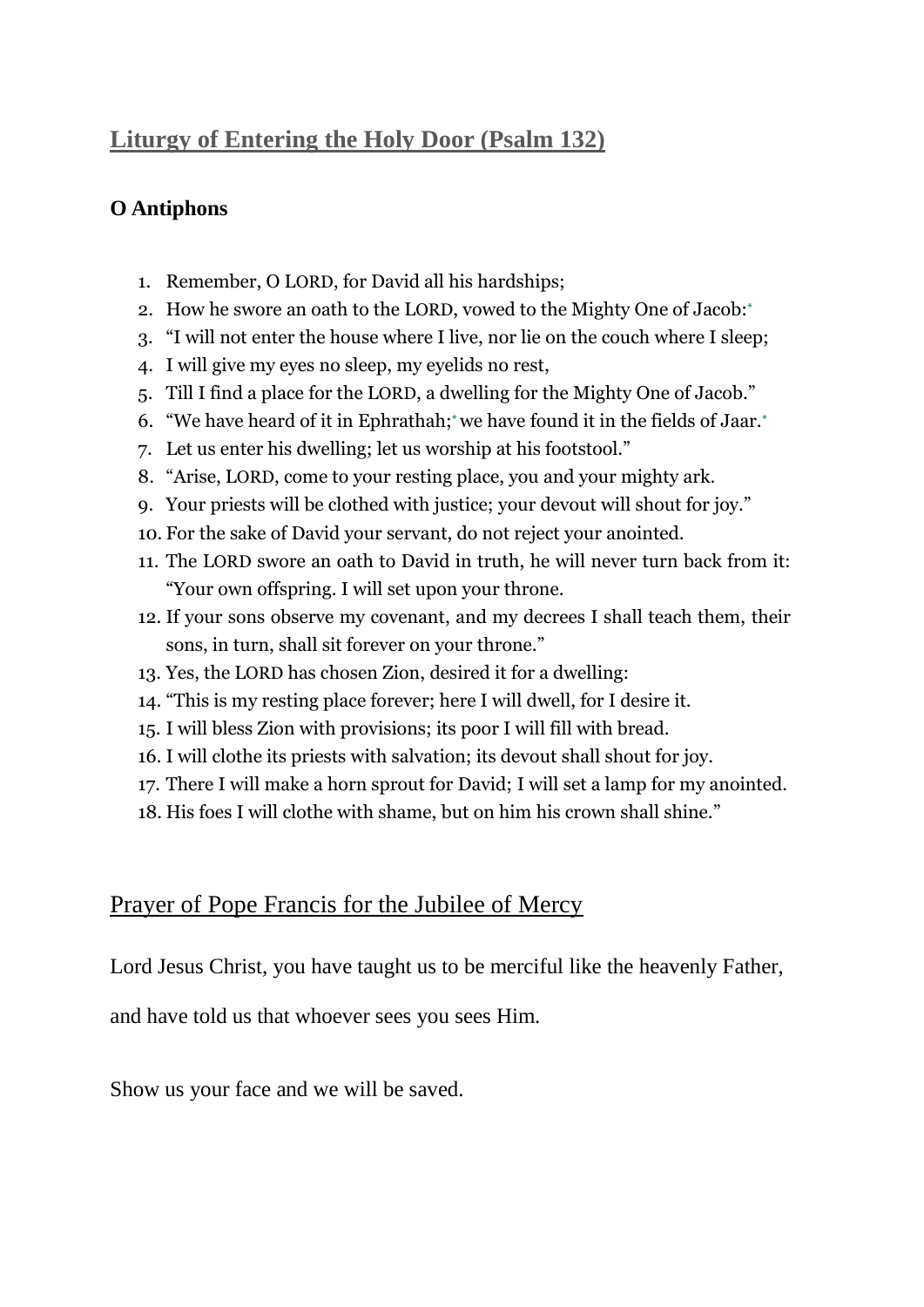## Liturgy of Entering the Holy Door (Psalm 132)

**O Antiphons**

1. Remember, O LORD, for David all his hardships;
2. How he swore an oath to the LORD, vowed to the Mighty One of Jacob:*
3. “I will not enter the house where I live, nor lie on the couch where I sleep;
4. I will give my eyes no sleep, my eyelids no rest,
5. Till I find a place for the LORD, a dwelling for the Mighty One of Jacob.”
6. “We have heard of it in Ephrathah;* we have found it in the fields of Jaar.*
7. Let us enter his dwelling; let us worship at his footstool.”
8. “Arise, LORD, come to your resting place, you and your mighty ark.
9. Your priests will be clothed with justice; your devout will shout for joy.”
10. For the sake of David your servant, do not reject your anointed.
11. The LORD swore an oath to David in truth, he will never turn back from it: “Your own offspring. I will set upon your throne.
12. If your sons observe my covenant, and my decrees I shall teach them, their sons, in turn, shall sit forever on your throne.”
13. Yes, the LORD has chosen Zion, desired it for a dwelling:
14. “This is my resting place forever; here I will dwell, for I desire it.
15. I will bless Zion with provisions; its poor I will fill with bread.
16. I will clothe its priests with salvation; its devout shall shout for joy.
17. There I will make a horn sprout for David; I will set a lamp for my anointed.
18. His foes I will clothe with shame, but on him his crown shall shine.”

## Prayer of Pope Francis for the Jubilee of Mercy

Lord Jesus Christ, you have taught us to be merciful like the heavenly Father,

and have told us that whoever sees you sees Him.

Show us your face and we will be saved.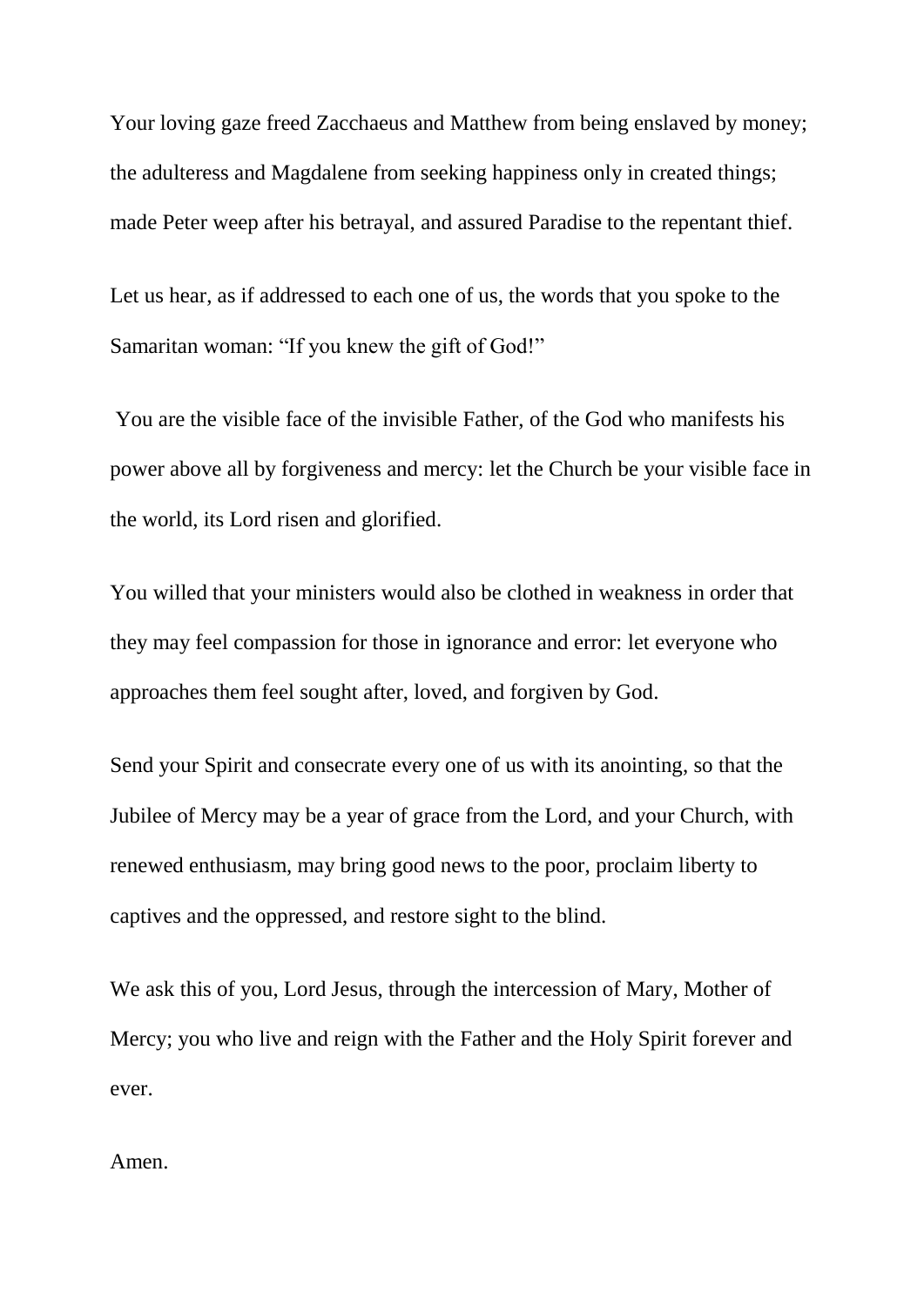Your loving gaze freed Zacchaeus and Matthew from being enslaved by money; the adulteress and Magdalene from seeking happiness only in created things; made Peter weep after his betrayal, and assured Paradise to the repentant thief.

Let us hear, as if addressed to each one of us, the words that you spoke to the Samaritan woman: "If you knew the gift of God!"

You are the visible face of the invisible Father, of the God who manifests his power above all by forgiveness and mercy: let the Church be your visible face in the world, its Lord risen and glorified.

You willed that your ministers would also be clothed in weakness in order that they may feel compassion for those in ignorance and error: let everyone who approaches them feel sought after, loved, and forgiven by God.

Send your Spirit and consecrate every one of us with its anointing, so that the Jubilee of Mercy may be a year of grace from the Lord, and your Church, with renewed enthusiasm, may bring good news to the poor, proclaim liberty to captives and the oppressed, and restore sight to the blind.

We ask this of you, Lord Jesus, through the intercession of Mary, Mother of Mercy; you who live and reign with the Father and the Holy Spirit forever and ever.

Amen.